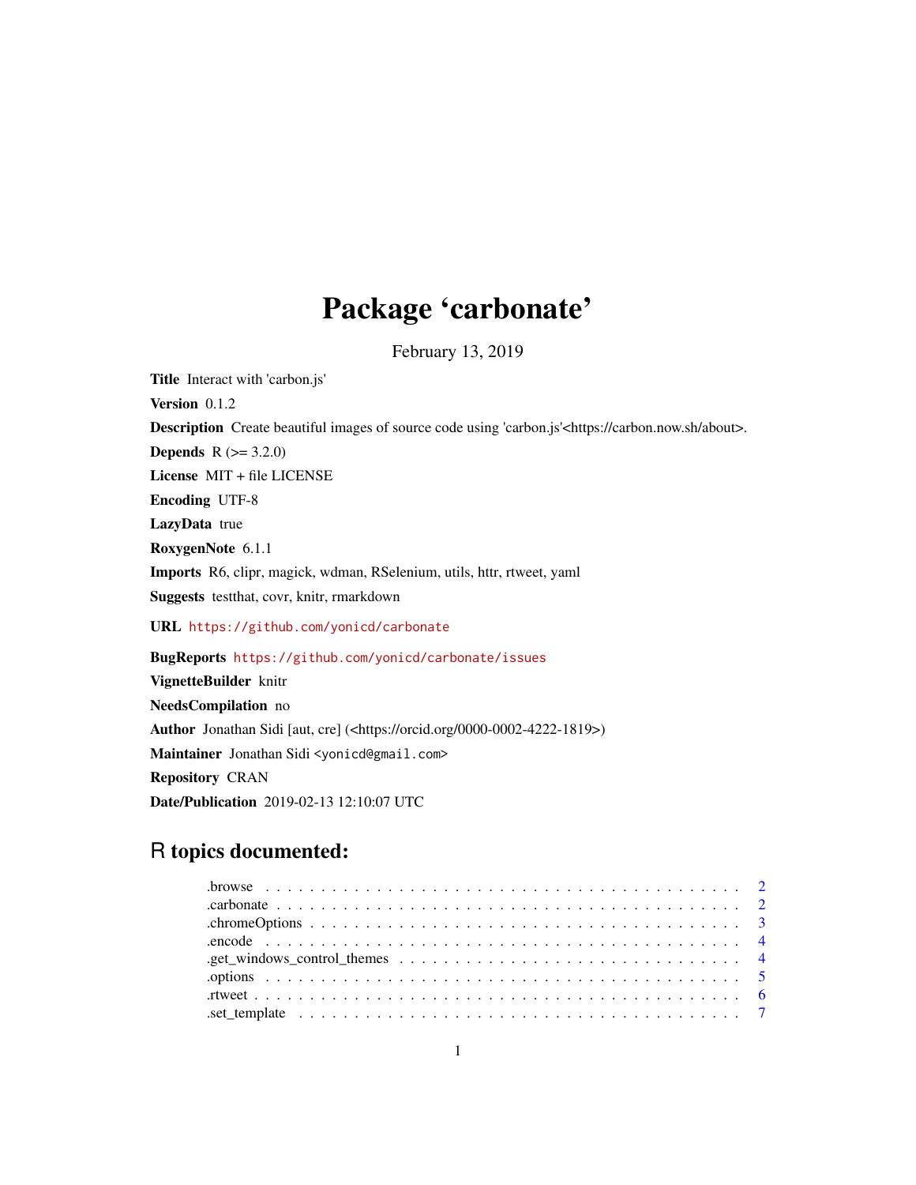# Package 'carbonate'

February 13, 2019

**Title** Interact with 'carbon.js'

**Version** 0.1.2

**Description** Create beautiful images of source code using 'carbon.js'<https://carbon.now.sh/about>.

**Depends** R (>= 3.2.0)

**License** MIT + file LICENSE

**Encoding** UTF-8

**LazyData** true

**RoxygenNote** 6.1.1

**Imports** R6, clipr, magick, wdman, RSelenium, utils, httr, rtweet, yaml

**Suggests** testthat, covr, knitr, rmarkdown

**URL** https://github.com/yonicd/carbonate

**BugReports** https://github.com/yonicd/carbonate/issues

**VignetteBuilder** knitr

**NeedsCompilation** no

**Author** Jonathan Sidi [aut, cre] (<https://orcid.org/0000-0002-4222-1819>)

**Maintainer** Jonathan Sidi <yonicd@gmail.com>

**Repository** CRAN

**Date/Publication** 2019-02-13 12:10:07 UTC

## R topics documented:

- .browse . . . . . . . . . . . . . . . . . . . . . . . . . . . . . . . . . . . . . . . . 2
- .carbonate . . . . . . . . . . . . . . . . . . . . . . . . . . . . . . . . . . . . . . . 2
- .chromeOptions . . . . . . . . . . . . . . . . . . . . . . . . . . . . . . . . . . . . 3
- .encode . . . . . . . . . . . . . . . . . . . . . . . . . . . . . . . . . . . . . . . . 4
- .get_windows_control_themes . . . . . . . . . . . . . . . . . . . . . . . . . . . 4
- .options . . . . . . . . . . . . . . . . . . . . . . . . . . . . . . . . . . . . . . . 5
- .rtweet . . . . . . . . . . . . . . . . . . . . . . . . . . . . . . . . . . . . . . . . 6
- .set_template . . . . . . . . . . . . . . . . . . . . . . . . . . . . . . . . . . . . 7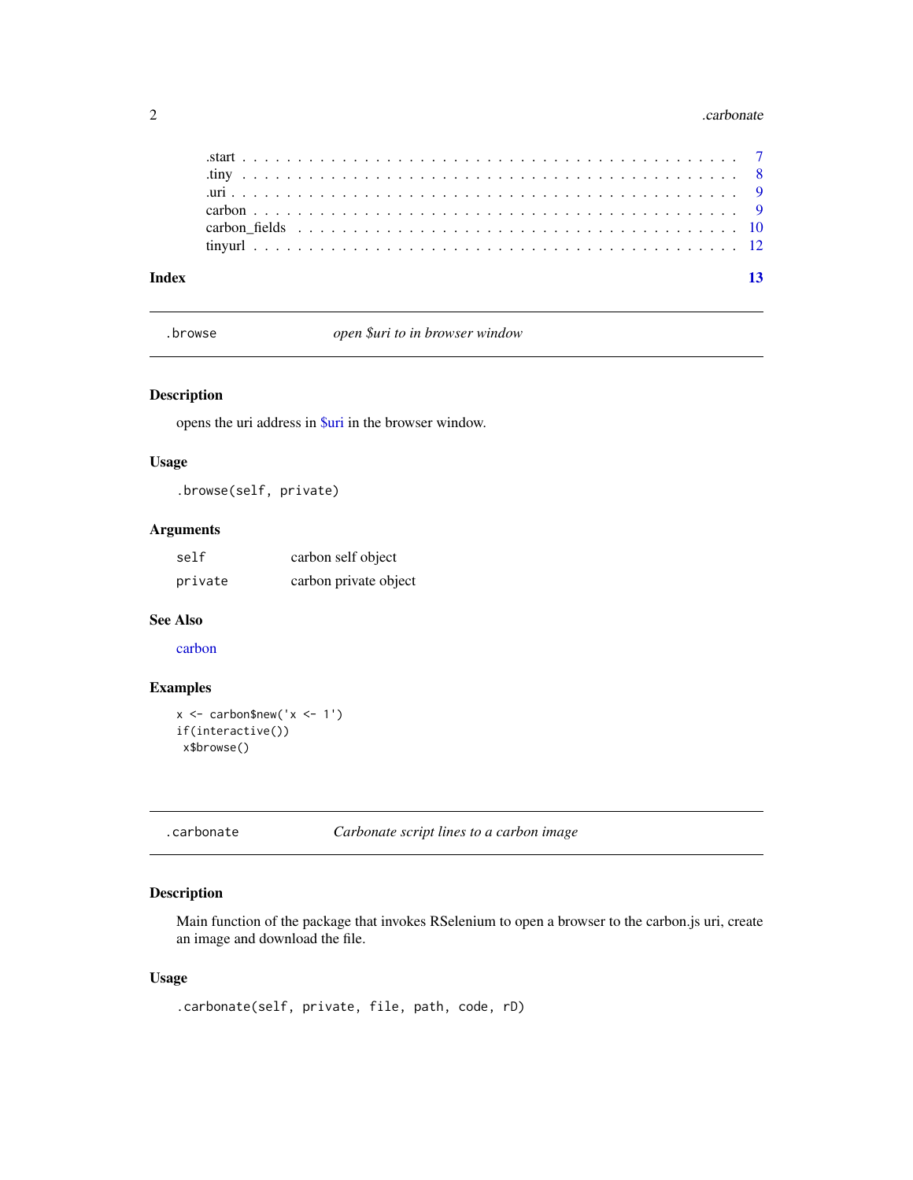.start . . . . . . . . . . . . . . . . . . . . . . . . . . . . . . . . . . . . . . . . . . 7
.tiny . . . . . . . . . . . . . . . . . . . . . . . . . . . . . . . . . . . . . . . . . . 8
.uri . . . . . . . . . . . . . . . . . . . . . . . . . . . . . . . . . . . . . . . . . . . 9
carbon . . . . . . . . . . . . . . . . . . . . . . . . . . . . . . . . . . . . . . . . . 9
carbon_fields . . . . . . . . . . . . . . . . . . . . . . . . . . . . . . . . . . . . . 10
tinyurl . . . . . . . . . . . . . . . . . . . . . . . . . . . . . . . . . . . . . . . . . 12

**Index** **13**

---

## .browse — *open $uri to in browser window*

### Description

opens the uri address in $uri in the browser window.

### Usage

```
.browse(self, private)
```

### Arguments

| | |
|---|---|
| self | carbon self object |
| private | carbon private object |

### See Also

carbon

### Examples

```
x <- carbon$new('x <- 1')
if(interactive())
 x$browse()
```

---

## .carbonate — *Carbonate script lines to a carbon image*

### Description

Main function of the package that invokes RSelenium to open a browser to the carbon.js uri, create an image and download the file.

### Usage

```
.carbonate(self, private, file, path, code, rD)
```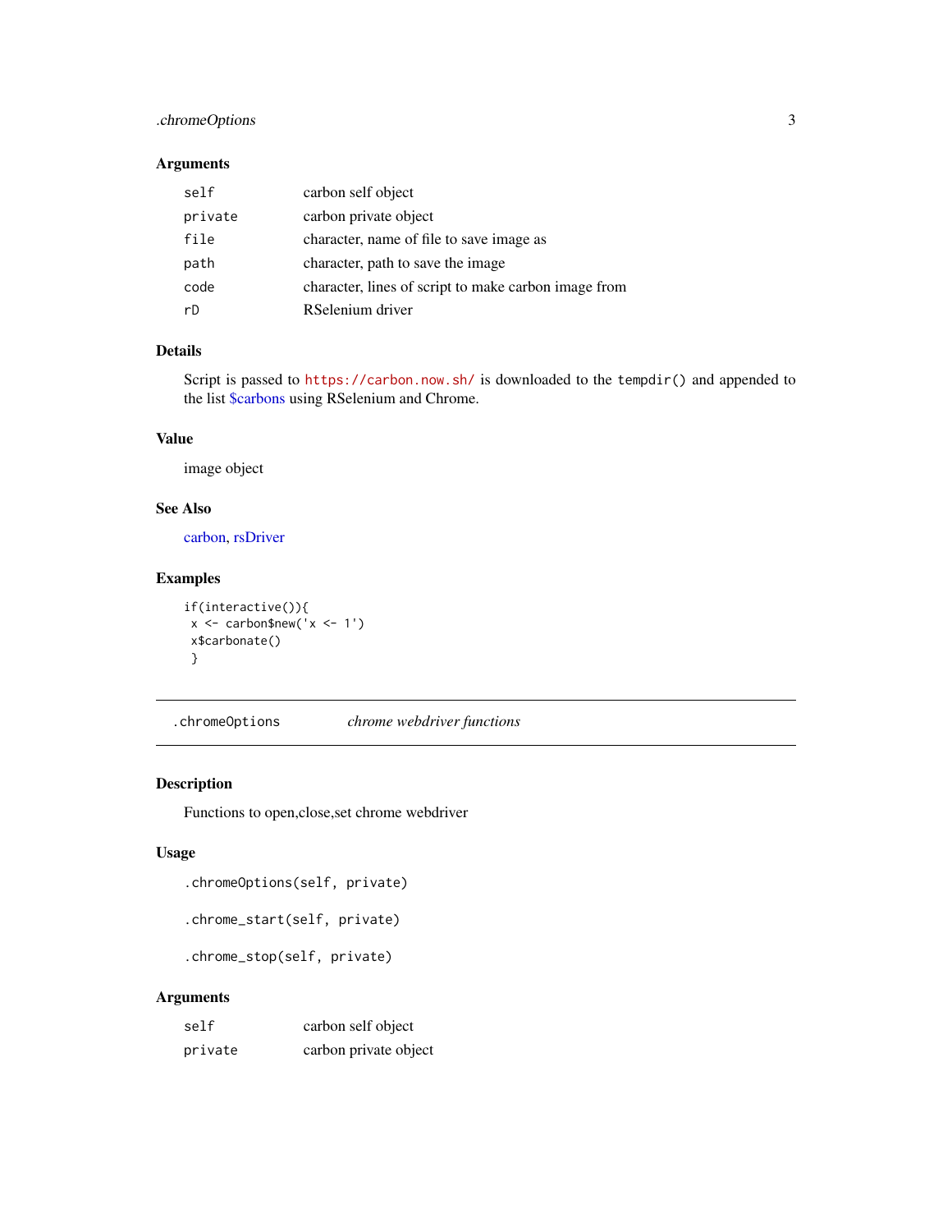## Arguments

| | |
|---|---|
| `self` | carbon self object |
| `private` | carbon private object |
| `file` | character, name of file to save image as |
| `path` | character, path to save the image |
| `code` | character, lines of script to make carbon image from |
| `rD` | RSelenium driver |

## Details

Script is passed to https://carbon.now.sh/ is downloaded to the `tempdir()` and appended to the list $carbons using RSelenium and Chrome.

## Value

image object

## See Also

carbon, rsDriver

## Examples

```
if(interactive()){
 x <- carbon$new('x <- 1')
 x$carbonate()
 }
```

---

# `.chromeOptions` *chrome webdriver functions*

---

## Description

Functions to open,close,set chrome webdriver

## Usage

```
.chromeOptions(self, private)

.chrome_start(self, private)

.chrome_stop(self, private)
```

## Arguments

| | |
|---|---|
| `self` | carbon self object |
| `private` | carbon private object |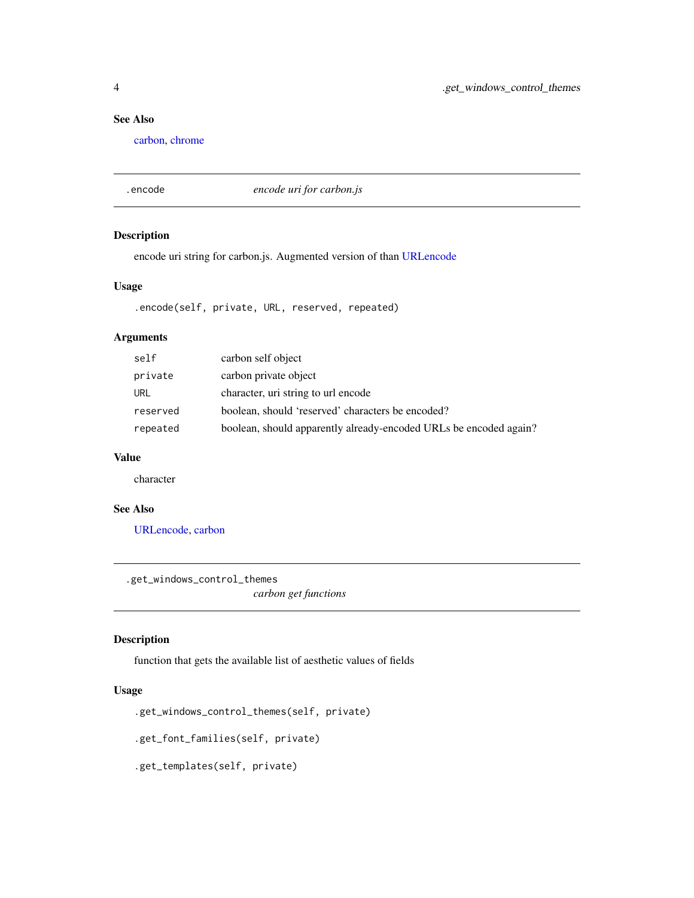### See Also

carbon, chrome

## .encode — *encode uri for carbon.js*

### Description

encode uri string for carbon.js. Augmented version of than URLencode

### Usage

```
.encode(self, private, URL, reserved, repeated)
```

### Arguments

| | |
|---|---|
| `self` | carbon self object |
| `private` | carbon private object |
| `URL` | character, uri string to url encode |
| `reserved` | boolean, should 'reserved' characters be encoded? |
| `repeated` | boolean, should apparently already-encoded URLs be encoded again? |

### Value

character

### See Also

URLencode, carbon

## .get_windows_control_themes — *carbon get functions*

### Description

function that gets the available list of aesthetic values of fields

### Usage

```
.get_windows_control_themes(self, private)

.get_font_families(self, private)

.get_templates(self, private)
```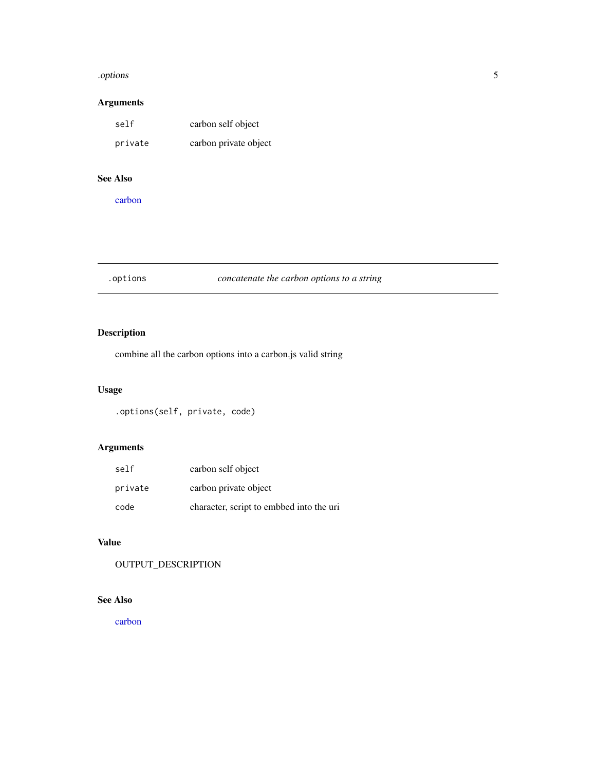### Arguments

| | |
|---|---|
| `self` | carbon self object |
| `private` | carbon private object |

### See Also

carbon

---

## `.options` *concatenate the carbon options to a string*

---

### Description

combine all the carbon options into a carbon.js valid string

### Usage

```
.options(self, private, code)
```

### Arguments

| | |
|---|---|
| `self` | carbon self object |
| `private` | carbon private object |
| `code` | character, script to embbed into the uri |

### Value

OUTPUT_DESCRIPTION

### See Also

carbon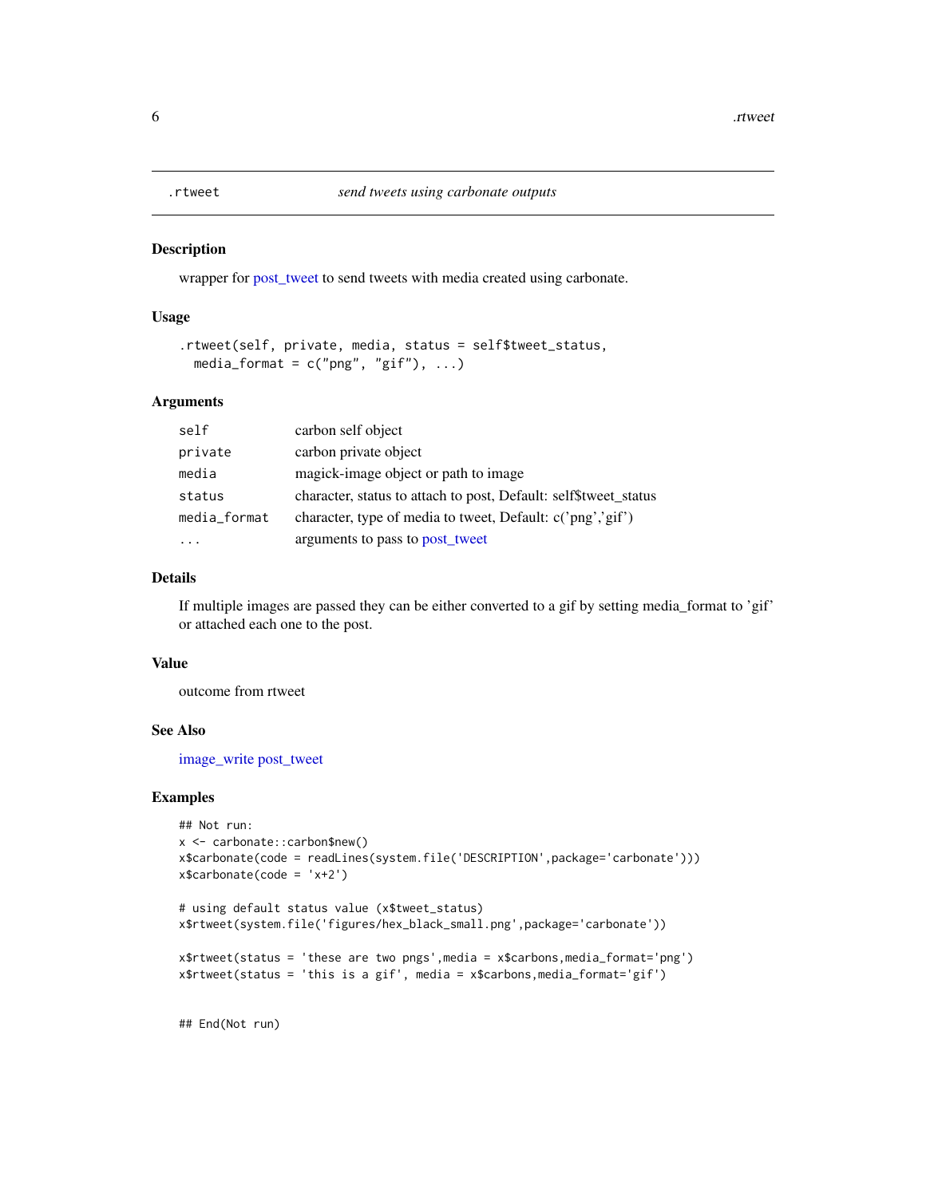`.rtweet` *send tweets using carbonate outputs*

## Description

wrapper for post_tweet to send tweets with media created using carbonate.

## Usage

```
.rtweet(self, private, media, status = self$tweet_status,
  media_format = c("png", "gif"), ...)
```

## Arguments

| | |
|---|---|
| `self` | carbon self object |
| `private` | carbon private object |
| `media` | magick-image object or path to image |
| `status` | character, status to attach to post, Default: self$tweet_status |
| `media_format` | character, type of media to tweet, Default: c('png','gif') |
| `...` | arguments to pass to post_tweet |

## Details

If multiple images are passed they can be either converted to a gif by setting media_format to 'gif' or attached each one to the post.

## Value

outcome from rtweet

## See Also

image_write post_tweet

## Examples

```
## Not run:
x <- carbonate::carbon$new()
x$carbonate(code = readLines(system.file('DESCRIPTION',package='carbonate')))
x$carbonate(code = 'x+2')

# using default status value (x$tweet_status)
x$rtweet(system.file('figures/hex_black_small.png',package='carbonate'))

x$rtweet(status = 'these are two pngs',media = x$carbons,media_format='png')
x$rtweet(status = 'this is a gif', media = x$carbons,media_format='gif')


## End(Not run)
```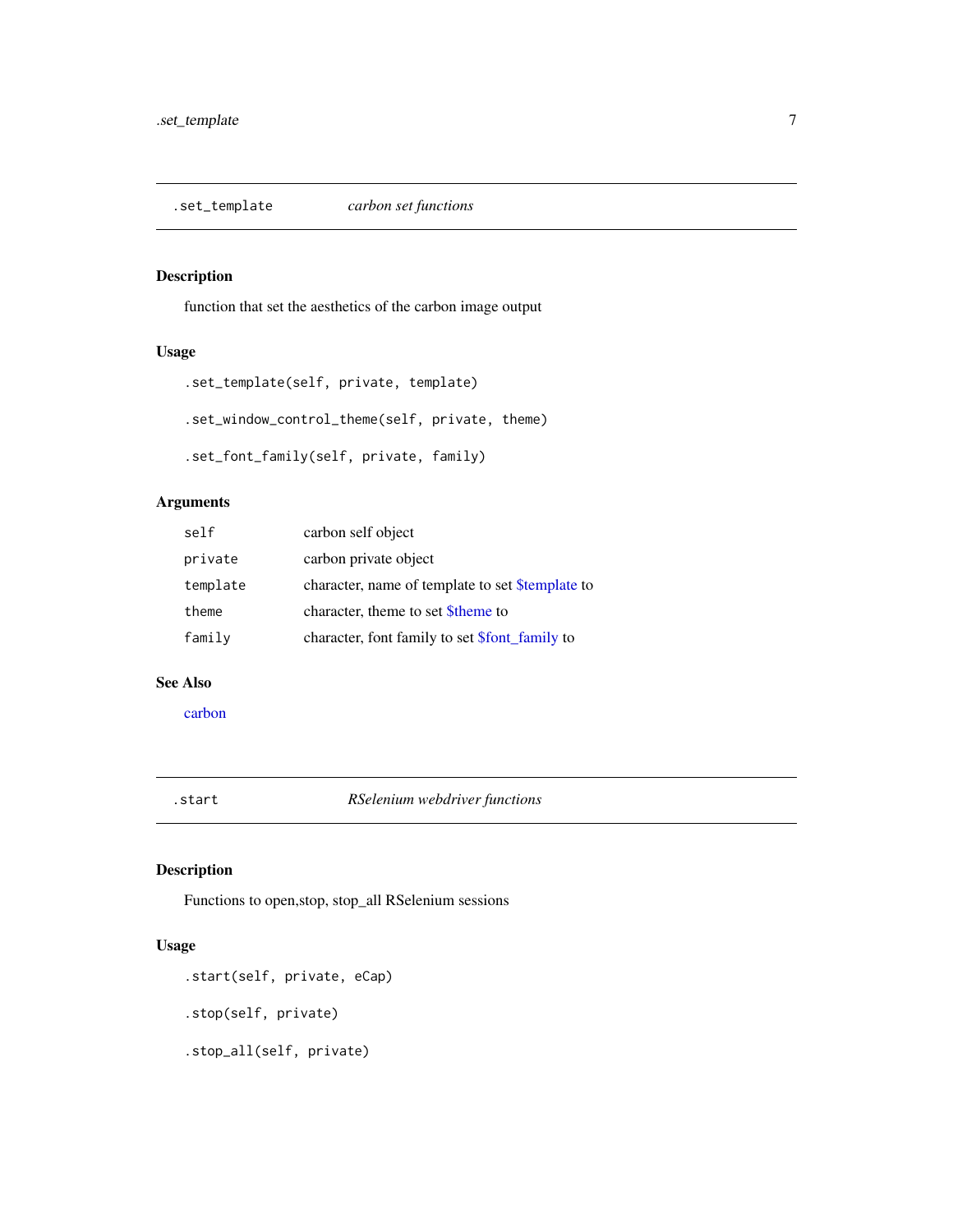## .set_template — *carbon set functions*

### Description

function that set the aesthetics of the carbon image output

### Usage

```
.set_template(self, private, template)

.set_window_control_theme(self, private, theme)

.set_font_family(self, private, family)
```

### Arguments

| | |
|---|---|
| `self` | carbon self object |
| `private` | carbon private object |
| `template` | character, name of template to set $template to |
| `theme` | character, theme to set $theme to |
| `family` | character, font family to set $font_family to |

### See Also

carbon

## .start — *RSelenium webdriver functions*

### Description

Functions to open,stop, stop_all RSelenium sessions

### Usage

```
.start(self, private, eCap)

.stop(self, private)

.stop_all(self, private)
```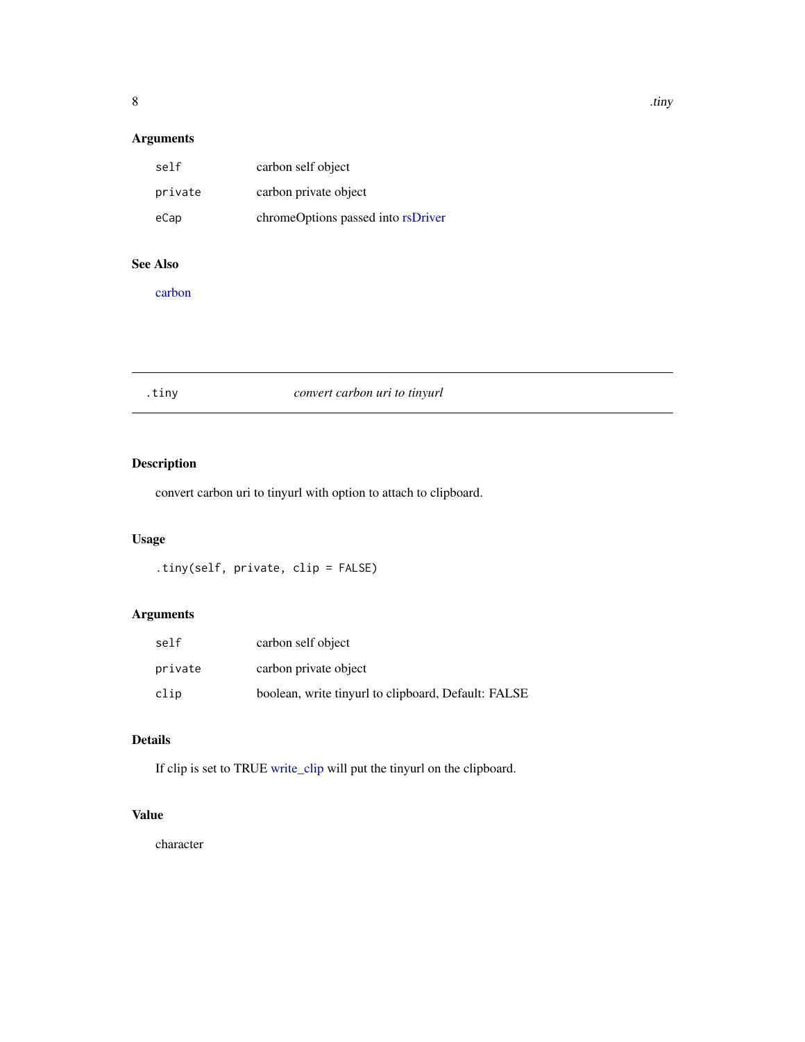### Arguments

| | |
|---|---|
| `self` | carbon self object |
| `private` | carbon private object |
| `eCap` | chromeOptions passed into rsDriver |

### See Also

carbon

---

## .tiny — *convert carbon uri to tinyurl*

---

### Description

convert carbon uri to tinyurl with option to attach to clipboard.

### Usage

```
.tiny(self, private, clip = FALSE)
```

### Arguments

| | |
|---|---|
| `self` | carbon self object |
| `private` | carbon private object |
| `clip` | boolean, write tinyurl to clipboard, Default: FALSE |

### Details

If clip is set to TRUE write_clip will put the tinyurl on the clipboard.

### Value

character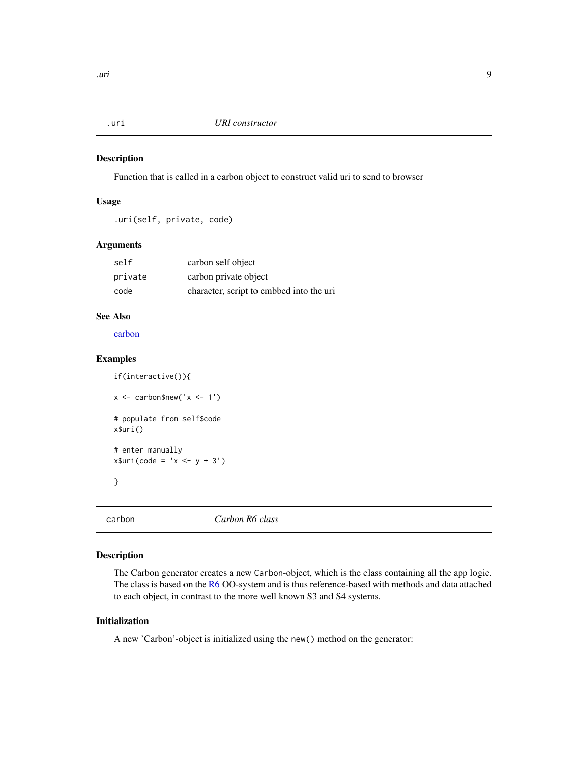## .uri — *URI constructor*

### Description

Function that is called in a carbon object to construct valid uri to send to browser

### Usage

```
.uri(self, private, code)
```

### Arguments

| | |
|---|---|
| `self` | carbon self object |
| `private` | carbon private object |
| `code` | character, script to embed into the uri |

### See Also

carbon

### Examples

```
if(interactive()){

x <- carbon$new('x <- 1')

# populate from self$code
x$uri()

# enter manually
x$uri(code = 'x <- y + 3')

}
```

## carbon — *Carbon R6 class*

### Description

The Carbon generator creates a new `Carbon`-object, which is the class containing all the app logic. The class is based on the R6 OO-system and is thus reference-based with methods and data attached to each object, in contrast to the more well known S3 and S4 systems.

### Initialization

A new 'Carbon'-object is initialized using the `new()` method on the generator: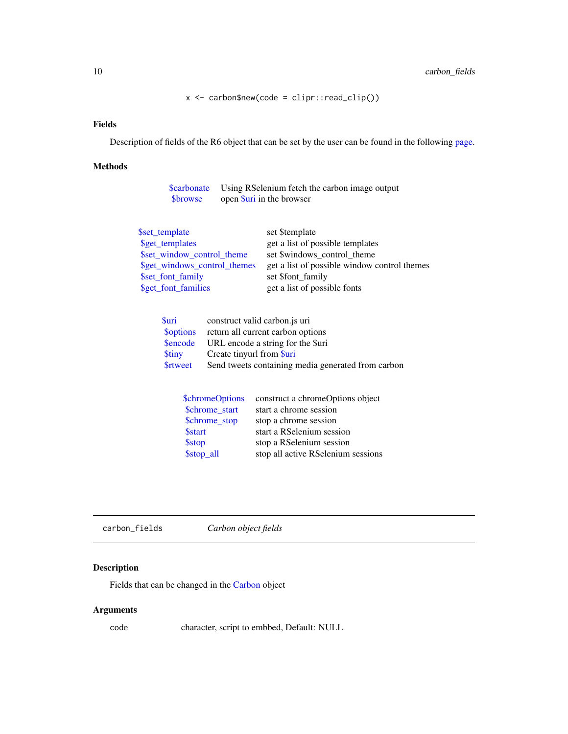```
x <- carbon$new(code = clipr::read_clip())
```

### Fields

Description of fields of the R6 object that can be set by the user can be found in the following page.

### Methods

| | |
|---|---|
| $carbonate | Using RSelenium fetch the carbon image output |
| $browse | open $uri in the browser |

| | |
|---|---|
| $set_template | set $template |
| $get_templates | get a list of possible templates |
| $set_window_control_theme | set $windows_control_theme |
| $get_windows_control_themes | get a list of possible window control themes |
| $set_font_family | set $font_family |
| $get_font_families | get a list of possible fonts |

| | |
|---|---|
| $uri | construct valid carbon.js uri |
| $options | return all current carbon options |
| $encode | URL encode a string for the $uri |
| $tiny | Create tinyurl from $uri |
| $rtweet | Send tweets containing media generated from carbon |

| | |
|---|---|
| $chromeOptions | construct a chromeOptions object |
| $chrome_start | start a chrome session |
| $chrome_stop | stop a chrome session |
| $start | start a RSelenium session |
| $stop | stop a RSelenium session |
| $stop_all | stop all active RSelenium sessions |

---

## carbon_fields *Carbon object fields*

---

### Description

Fields that can be changed in the Carbon object

### Arguments

| | |
|---|---|
| code | character, script to embbed, Default: NULL |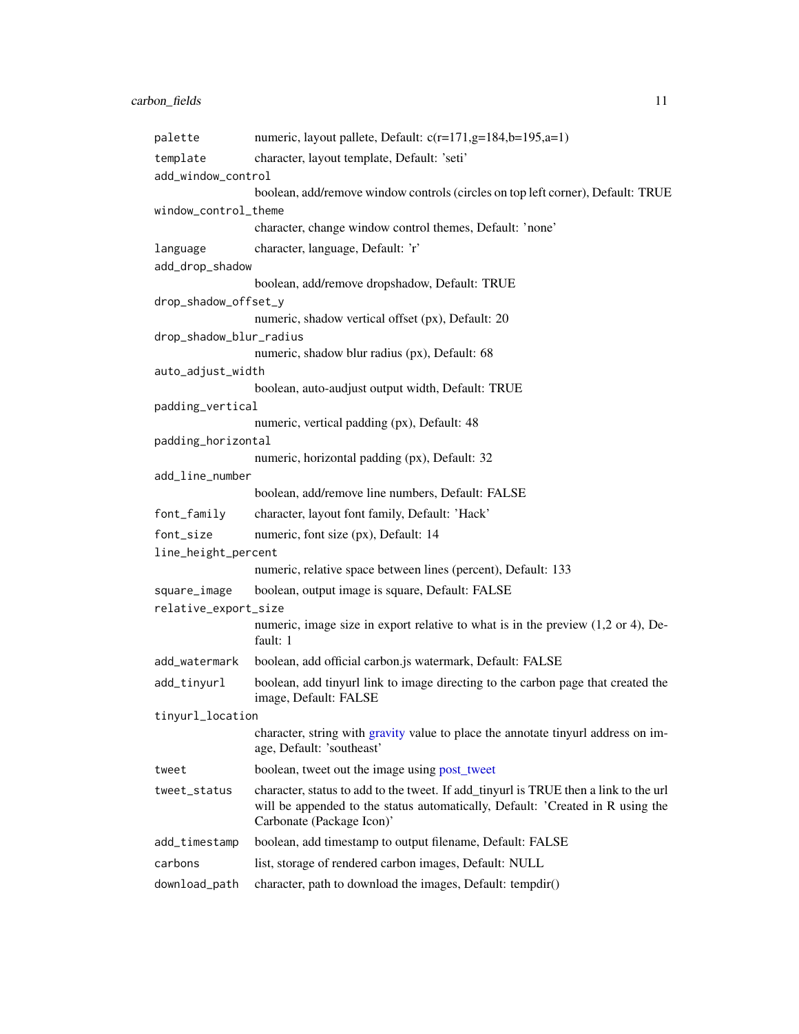| | |
|---|---|
| `palette` | numeric, layout pallete, Default: c(r=171,g=184,b=195,a=1) |
| `template` | character, layout template, Default: 'seti' |
| `add_window_control` | boolean, add/remove window controls (circles on top left corner), Default: TRUE |
| `window_control_theme` | character, change window control themes, Default: 'none' |
| `language` | character, language, Default: 'r' |
| `add_drop_shadow` | boolean, add/remove dropshadow, Default: TRUE |
| `drop_shadow_offset_y` | numeric, shadow vertical offset (px), Default: 20 |
| `drop_shadow_blur_radius` | numeric, shadow blur radius (px), Default: 68 |
| `auto_adjust_width` | boolean, auto-audjust output width, Default: TRUE |
| `padding_vertical` | numeric, vertical padding (px), Default: 48 |
| `padding_horizontal` | numeric, horizontal padding (px), Default: 32 |
| `add_line_number` | boolean, add/remove line numbers, Default: FALSE |
| `font_family` | character, layout font family, Default: 'Hack' |
| `font_size` | numeric, font size (px), Default: 14 |
| `line_height_percent` | numeric, relative space between lines (percent), Default: 133 |
| `square_image` | boolean, output image is square, Default: FALSE |
| `relative_export_size` | numeric, image size in export relative to what is in the preview (1,2 or 4), Default: 1 |
| `add_watermark` | boolean, add official carbon.js watermark, Default: FALSE |
| `add_tinyurl` | boolean, add tinyurl link to image directing to the carbon page that created the image, Default: FALSE |
| `tinyurl_location` | character, string with gravity value to place the annotate tinyurl address on image, Default: 'southeast' |
| `tweet` | boolean, tweet out the image using post_tweet |
| `tweet_status` | character, status to add to the tweet. If add_tinyurl is TRUE then a link to the url will be appended to the status automatically, Default: 'Created in R using the Carbonate (Package Icon)' |
| `add_timestamp` | boolean, add timestamp to output filename, Default: FALSE |
| `carbons` | list, storage of rendered carbon images, Default: NULL |
| `download_path` | character, path to download the images, Default: tempdir() |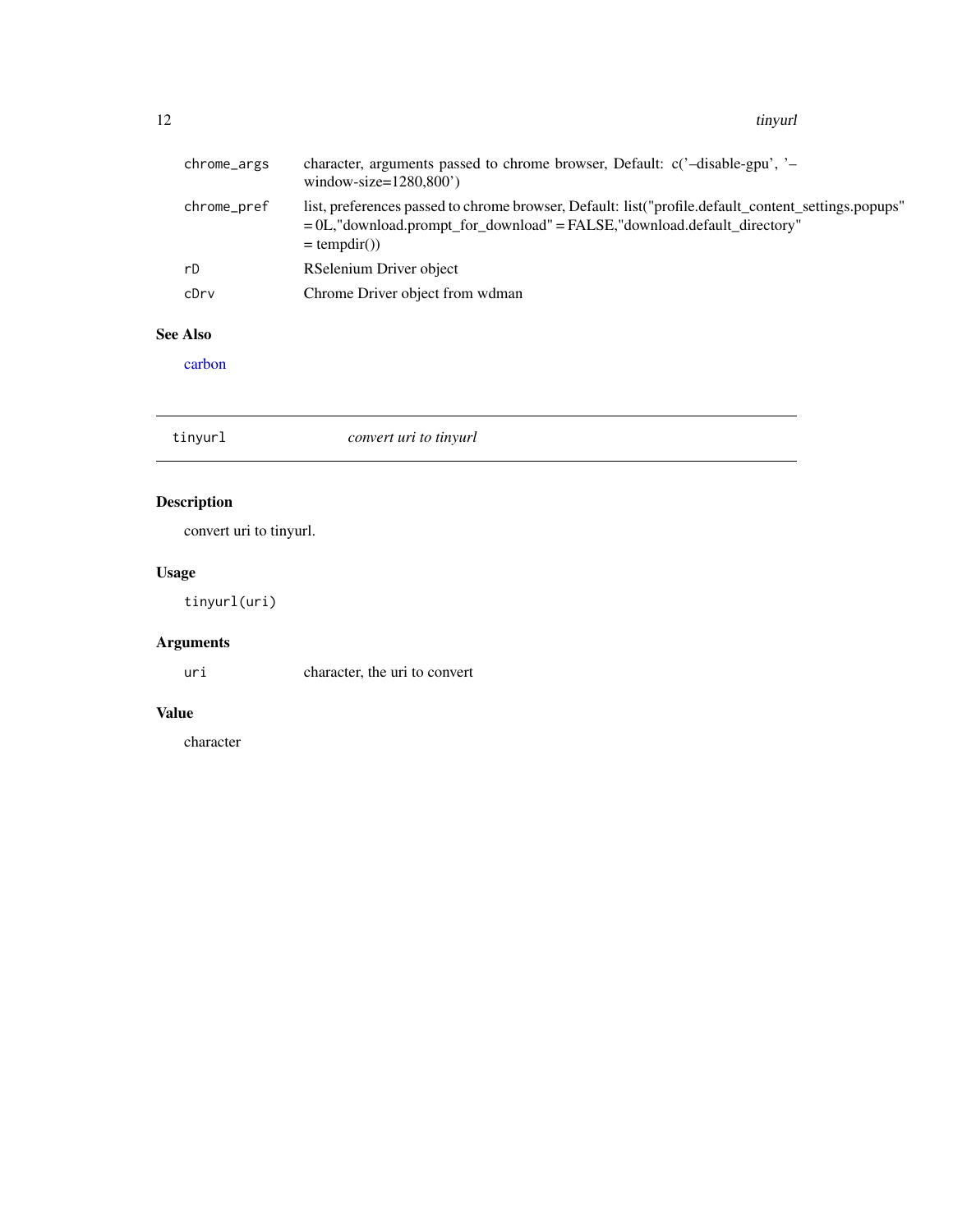| | |
|---|---|
| chrome_args | character, arguments passed to chrome browser, Default: c('–disable-gpu', '–window-size=1280,800') |
| chrome_pref | list, preferences passed to chrome browser, Default: list("profile.default_content_settings.popups" = 0L,"download.prompt_for_download" = FALSE,"download.default_directory" = tempdir()) |
| rD | RSelenium Driver object |
| cDrv | Chrome Driver object from wdman |

## See Also

carbon

---

## tinyurl *convert uri to tinyurl*

---

### Description

convert uri to tinyurl.

### Usage

```
tinyurl(uri)
```

### Arguments

| | |
|---|---|
| uri | character, the uri to convert |

### Value

character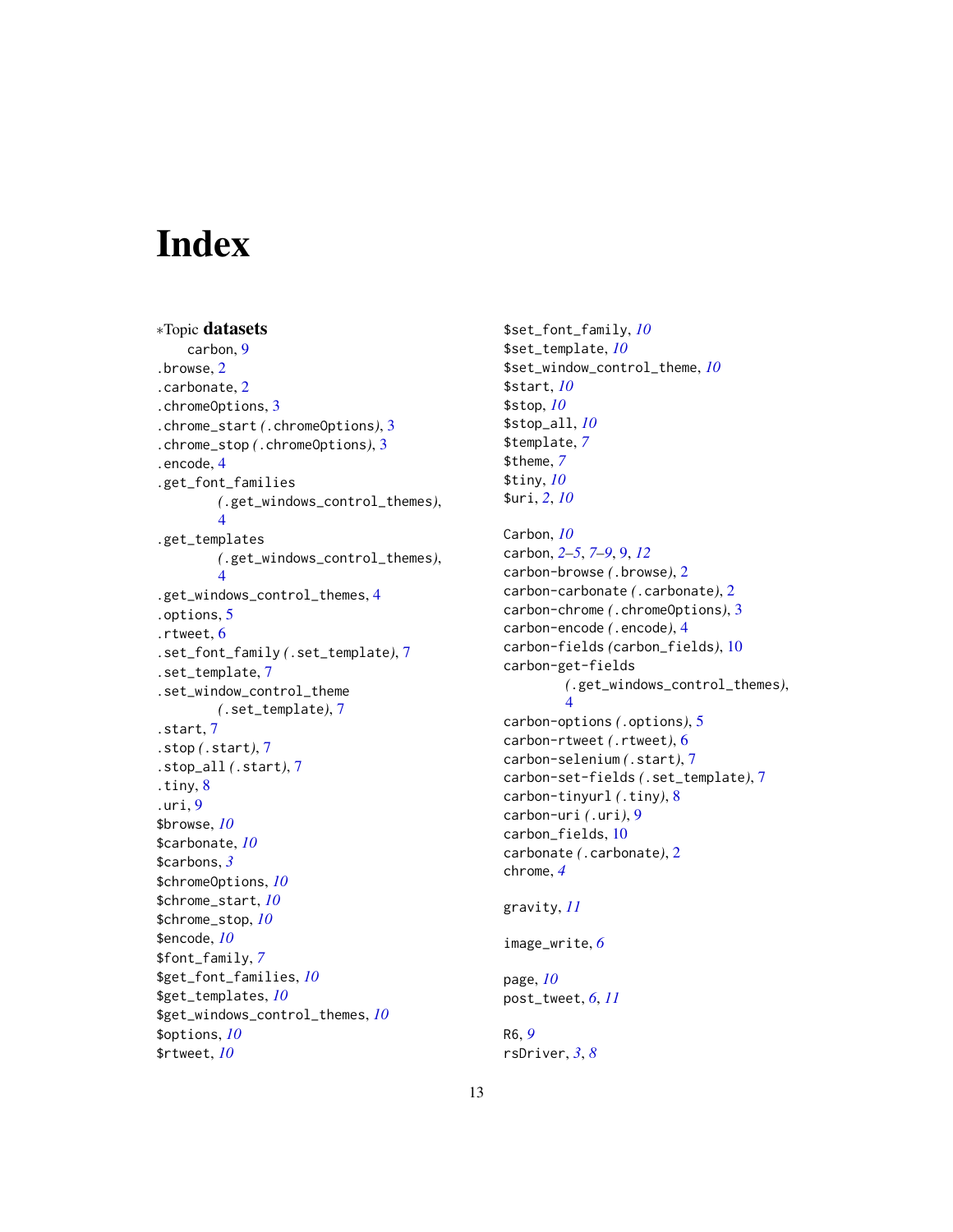# Index

∗Topic **datasets**
  carbon, 9

.browse, 2
.carbonate, 2
.chromeOptions, 3
.chrome_start (.chromeOptions), 3
.chrome_stop (.chromeOptions), 3
.encode, 4
.get_font_families (.get_windows_control_themes), 4
.get_templates (.get_windows_control_themes), 4
.get_windows_control_themes, 4
.options, 5
.rtweet, 6
.set_font_family (.set_template), 7
.set_template, 7
.set_window_control_theme (.set_template), 7
.start, 7
.stop (.start), 7
.stop_all (.start), 7
.tiny, 8
.uri, 9
$browse, *10*
$carbonate, *10*
$carbons, *3*
$chromeOptions, *10*
$chrome_start, *10*
$chrome_stop, *10*
$encode, *10*
$font_family, *7*
$get_font_families, *10*
$get_templates, *10*
$get_windows_control_themes, *10*
$options, *10*
$rtweet, *10*
$set_font_family, *10*
$set_template, *10*
$set_window_control_theme, *10*
$start, *10*
$stop, *10*
$stop_all, *10*
$template, *7*
$theme, *7*
$tiny, *10*
$uri, *2*, *10*

Carbon, *10*
carbon, *2–5*, *7–9*, 9, *12*
carbon-browse (.browse), 2
carbon-carbonate (.carbonate), 2
carbon-chrome (.chromeOptions), 3
carbon-encode (.encode), 4
carbon-fields (carbon_fields), 10
carbon-get-fields (.get_windows_control_themes), 4
carbon-options (.options), 5
carbon-rtweet (.rtweet), 6
carbon-selenium (.start), 7
carbon-set-fields (.set_template), 7
carbon-tinyurl (.tiny), 8
carbon-uri (.uri), 9
carbon_fields, 10
carbonate (.carbonate), 2
chrome, *4*

gravity, *11*

image_write, *6*

page, *10*
post_tweet, *6*, *11*

R6, *9*
rsDriver, *3*, *8*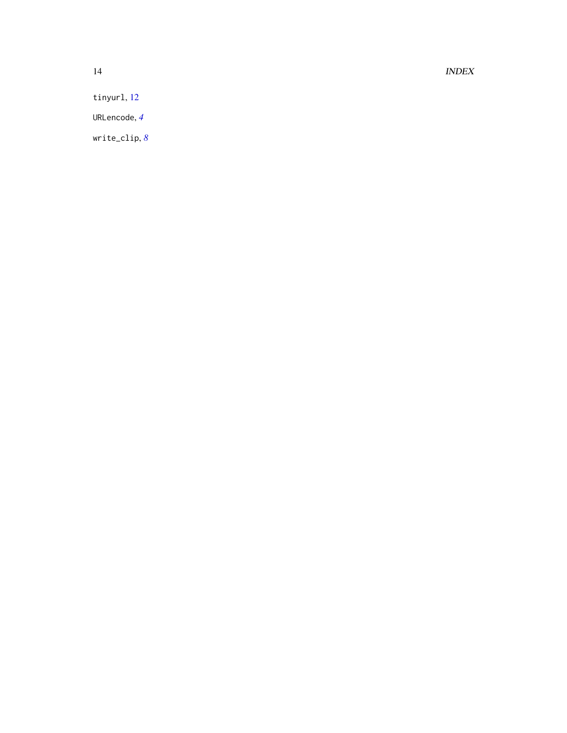tinyurl, 12

URLencode, *4*

write_clip, *8*